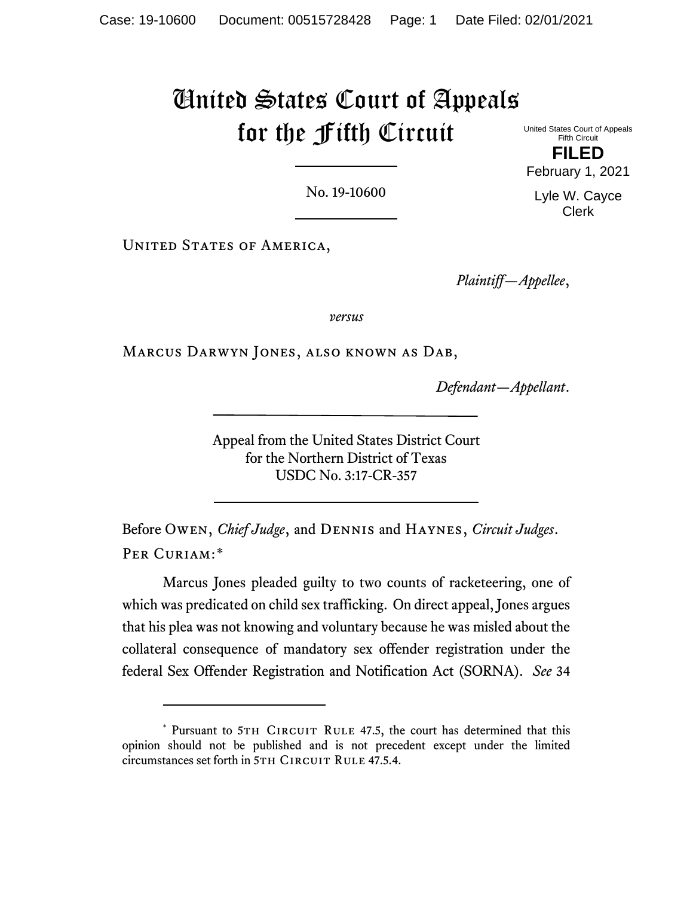# United States Court of Appeals for the Fifth Circuit

United States Court of Appeals
Fifth Circuit

**FILED**

February 1, 2021

Lyle W. Cayce
Clerk

No. 19-10600

United States of America,

*Plaintiff—Appellee*,

*versus*

Marcus Darwyn Jones, also known as Dab,

*Defendant—Appellant*.

Appeal from the United States District Court
for the Northern District of Texas
USDC No. 3:17-CR-357

Before Owen, *Chief Judge*, and Dennis and Haynes, *Circuit Judges*.

Per Curiam:*

Marcus Jones pleaded guilty to two counts of racketeering, one of which was predicated on child sex trafficking. On direct appeal, Jones argues that his plea was not knowing and voluntary because he was misled about the collateral consequence of mandatory sex offender registration under the federal Sex Offender Registration and Notification Act (SORNA). *See* 34

---

\* Pursuant to 5th Circuit Rule 47.5, the court has determined that this opinion should not be published and is not precedent except under the limited circumstances set forth in 5th Circuit Rule 47.5.4.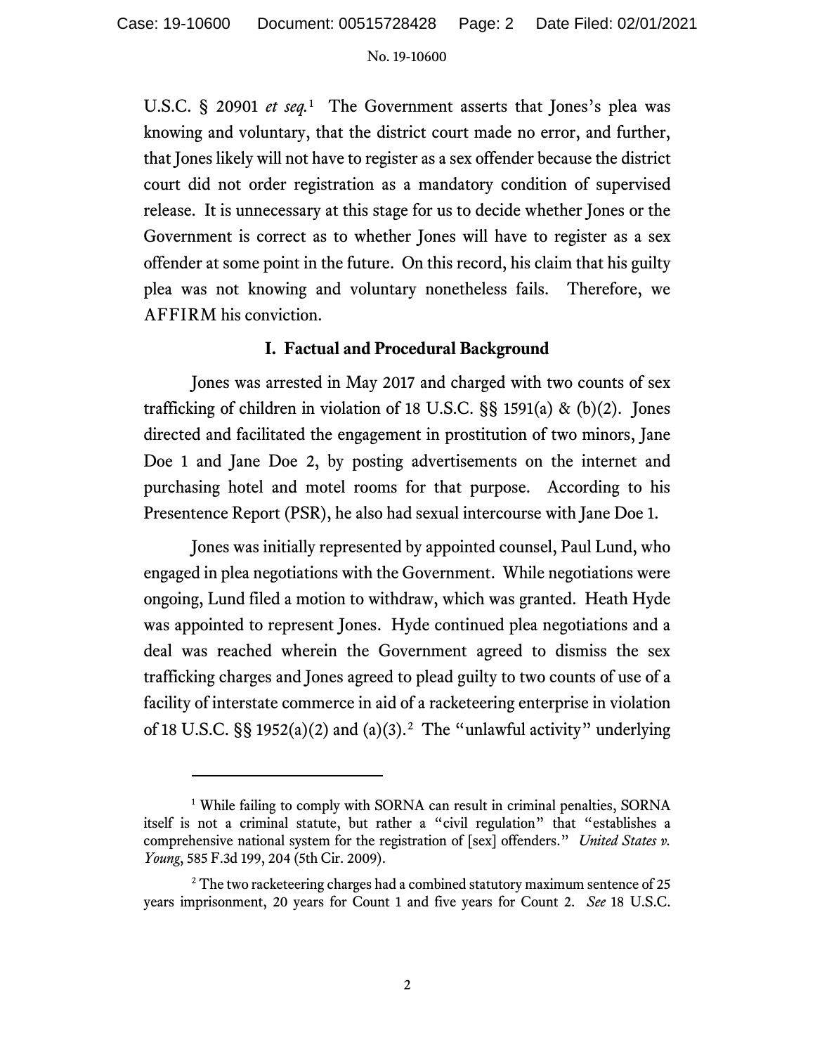U.S.C. § 20901 *et seq.*[1] The Government asserts that Jones's plea was knowing and voluntary, that the district court made no error, and further, that Jones likely will not have to register as a sex offender because the district court did not order registration as a mandatory condition of supervised release. It is unnecessary at this stage for us to decide whether Jones or the Government is correct as to whether Jones will have to register as a sex offender at some point in the future. On this record, his claim that his guilty plea was not knowing and voluntary nonetheless fails. Therefore, we AFFIRM his conviction.

## I. Factual and Procedural Background

Jones was arrested in May 2017 and charged with two counts of sex trafficking of children in violation of 18 U.S.C. §§ 1591(a) & (b)(2). Jones directed and facilitated the engagement in prostitution of two minors, Jane Doe 1 and Jane Doe 2, by posting advertisements on the internet and purchasing hotel and motel rooms for that purpose. According to his Presentence Report (PSR), he also had sexual intercourse with Jane Doe 1.

Jones was initially represented by appointed counsel, Paul Lund, who engaged in plea negotiations with the Government. While negotiations were ongoing, Lund filed a motion to withdraw, which was granted. Heath Hyde was appointed to represent Jones. Hyde continued plea negotiations and a deal was reached wherein the Government agreed to dismiss the sex trafficking charges and Jones agreed to plead guilty to two counts of use of a facility of interstate commerce in aid of a racketeering enterprise in violation of 18 U.S.C. §§ 1952(a)(2) and (a)(3).[2] The "unlawful activity" underlying

---

[1] While failing to comply with SORNA can result in criminal penalties, SORNA itself is not a criminal statute, but rather a "civil regulation" that "establishes a comprehensive national system for the registration of [sex] offenders." *United States v. Young*, 585 F.3d 199, 204 (5th Cir. 2009).

[2] The two racketeering charges had a combined statutory maximum sentence of 25 years imprisonment, 20 years for Count 1 and five years for Count 2. *See* 18 U.S.C.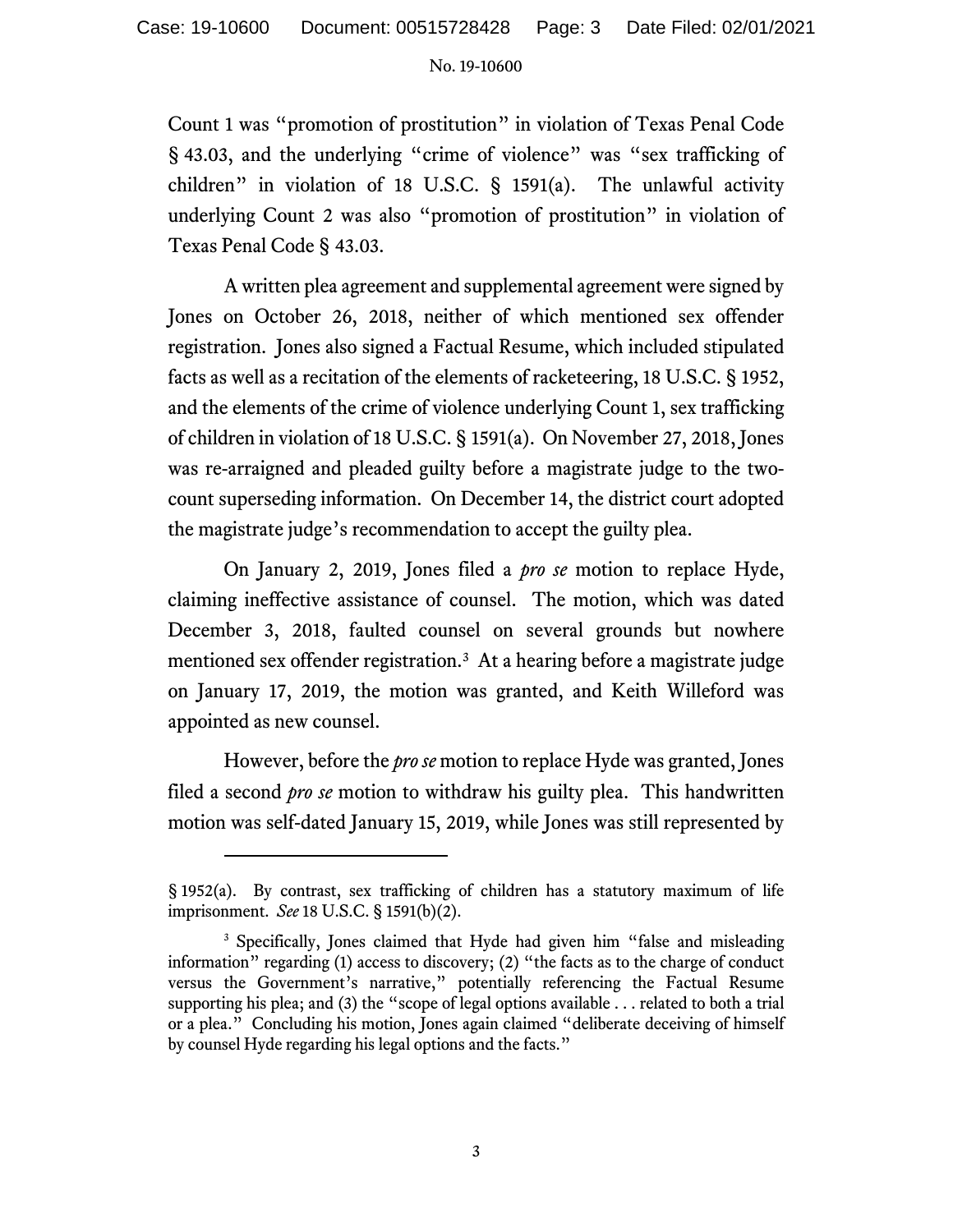Count 1 was "promotion of prostitution" in violation of Texas Penal Code § 43.03, and the underlying "crime of violence" was "sex trafficking of children" in violation of 18 U.S.C. § 1591(a). The unlawful activity underlying Count 2 was also "promotion of prostitution" in violation of Texas Penal Code § 43.03.

A written plea agreement and supplemental agreement were signed by Jones on October 26, 2018, neither of which mentioned sex offender registration. Jones also signed a Factual Resume, which included stipulated facts as well as a recitation of the elements of racketeering, 18 U.S.C. § 1952, and the elements of the crime of violence underlying Count 1, sex trafficking of children in violation of 18 U.S.C. § 1591(a). On November 27, 2018, Jones was re-arraigned and pleaded guilty before a magistrate judge to the two-count superseding information. On December 14, the district court adopted the magistrate judge's recommendation to accept the guilty plea.

On January 2, 2019, Jones filed a *pro se* motion to replace Hyde, claiming ineffective assistance of counsel. The motion, which was dated December 3, 2018, faulted counsel on several grounds but nowhere mentioned sex offender registration.[3] At a hearing before a magistrate judge on January 17, 2019, the motion was granted, and Keith Willeford was appointed as new counsel.

However, before the *pro se* motion to replace Hyde was granted, Jones filed a second *pro se* motion to withdraw his guilty plea. This handwritten motion was self-dated January 15, 2019, while Jones was still represented by

---

§ 1952(a). By contrast, sex trafficking of children has a statutory maximum of life imprisonment. *See* 18 U.S.C. § 1591(b)(2).

[3] Specifically, Jones claimed that Hyde had given him "false and misleading information" regarding (1) access to discovery; (2) "the facts as to the charge of conduct versus the Government's narrative," potentially referencing the Factual Resume supporting his plea; and (3) the "scope of legal options available . . . related to both a trial or a plea." Concluding his motion, Jones again claimed "deliberate deceiving of himself by counsel Hyde regarding his legal options and the facts."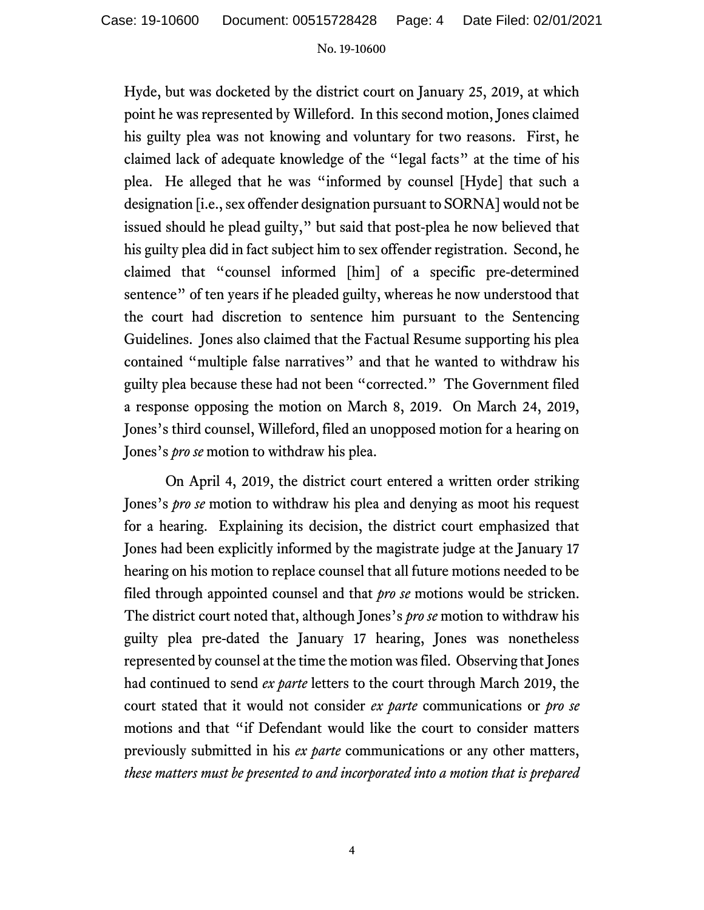Hyde, but was docketed by the district court on January 25, 2019, at which point he was represented by Willeford. In this second motion, Jones claimed his guilty plea was not knowing and voluntary for two reasons. First, he claimed lack of adequate knowledge of the "legal facts" at the time of his plea. He alleged that he was "informed by counsel [Hyde] that such a designation [i.e., sex offender designation pursuant to SORNA] would not be issued should he plead guilty," but said that post-plea he now believed that his guilty plea did in fact subject him to sex offender registration. Second, he claimed that "counsel informed [him] of a specific pre-determined sentence" of ten years if he pleaded guilty, whereas he now understood that the court had discretion to sentence him pursuant to the Sentencing Guidelines. Jones also claimed that the Factual Resume supporting his plea contained "multiple false narratives" and that he wanted to withdraw his guilty plea because these had not been "corrected." The Government filed a response opposing the motion on March 8, 2019. On March 24, 2019, Jones's third counsel, Willeford, filed an unopposed motion for a hearing on Jones's *pro se* motion to withdraw his plea.

On April 4, 2019, the district court entered a written order striking Jones's *pro se* motion to withdraw his plea and denying as moot his request for a hearing. Explaining its decision, the district court emphasized that Jones had been explicitly informed by the magistrate judge at the January 17 hearing on his motion to replace counsel that all future motions needed to be filed through appointed counsel and that *pro se* motions would be stricken. The district court noted that, although Jones's *pro se* motion to withdraw his guilty plea pre-dated the January 17 hearing, Jones was nonetheless represented by counsel at the time the motion was filed. Observing that Jones had continued to send *ex parte* letters to the court through March 2019, the court stated that it would not consider *ex parte* communications or *pro se* motions and that "if Defendant would like the court to consider matters previously submitted in his *ex parte* communications or any other matters, *these matters must be presented to and incorporated into a motion that is prepared*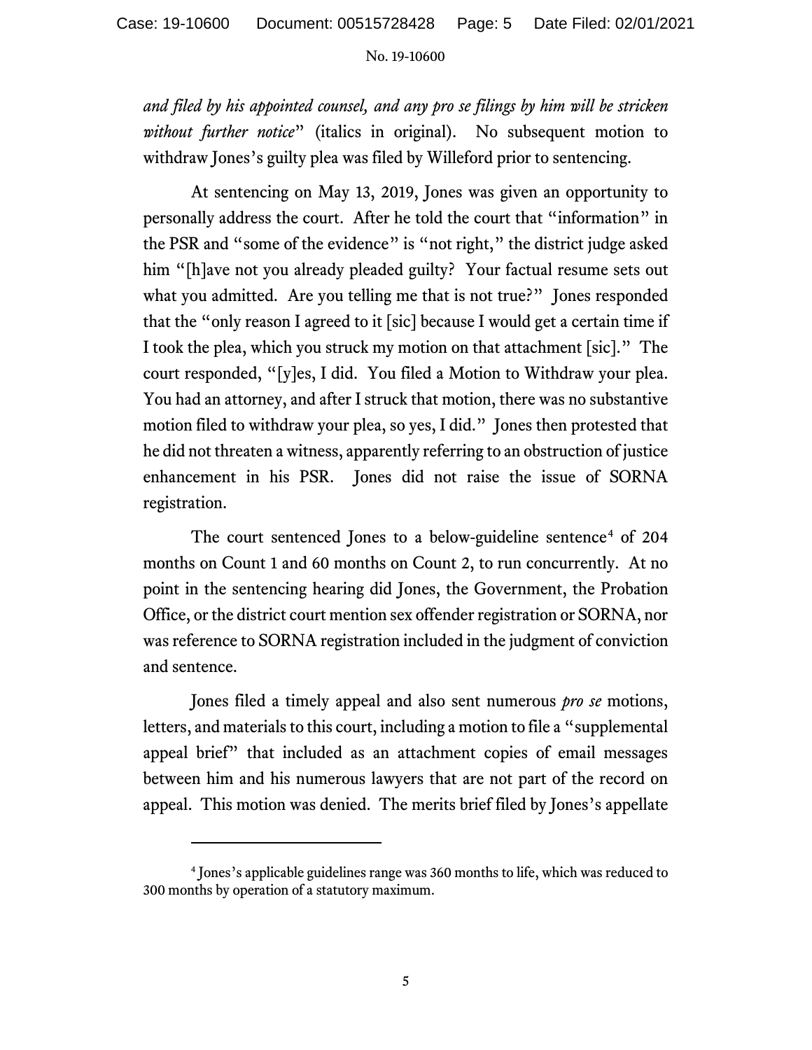*and filed by his appointed counsel, and any pro se filings by him will be stricken without further notice*" (italics in original). No subsequent motion to withdraw Jones's guilty plea was filed by Willeford prior to sentencing.

At sentencing on May 13, 2019, Jones was given an opportunity to personally address the court. After he told the court that "information" in the PSR and "some of the evidence" is "not right," the district judge asked him "[h]ave not you already pleaded guilty? Your factual resume sets out what you admitted. Are you telling me that is not true?" Jones responded that the "only reason I agreed to it [sic] because I would get a certain time if I took the plea, which you struck my motion on that attachment [sic]." The court responded, "[y]es, I did. You filed a Motion to Withdraw your plea. You had an attorney, and after I struck that motion, there was no substantive motion filed to withdraw your plea, so yes, I did." Jones then protested that he did not threaten a witness, apparently referring to an obstruction of justice enhancement in his PSR. Jones did not raise the issue of SORNA registration.

The court sentenced Jones to a below-guideline sentence[4] of 204 months on Count 1 and 60 months on Count 2, to run concurrently. At no point in the sentencing hearing did Jones, the Government, the Probation Office, or the district court mention sex offender registration or SORNA, nor was reference to SORNA registration included in the judgment of conviction and sentence.

Jones filed a timely appeal and also sent numerous *pro se* motions, letters, and materials to this court, including a motion to file a "supplemental appeal brief" that included as an attachment copies of email messages between him and his numerous lawyers that are not part of the record on appeal. This motion was denied. The merits brief filed by Jones's appellate

---

[4] Jones's applicable guidelines range was 360 months to life, which was reduced to 300 months by operation of a statutory maximum.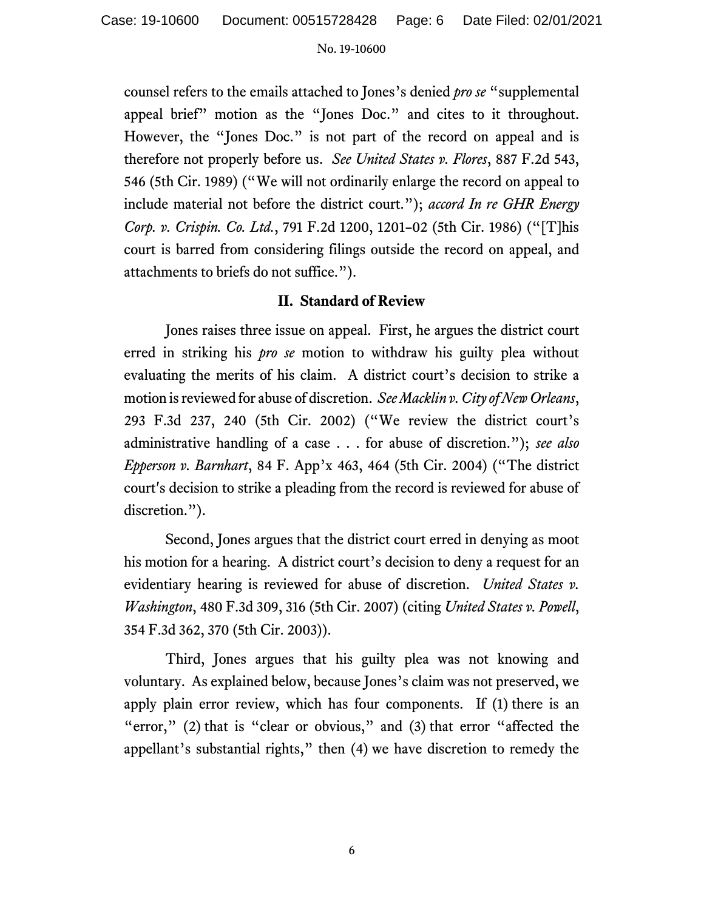counsel refers to the emails attached to Jones's denied *pro se* "supplemental appeal brief" motion as the "Jones Doc." and cites to it throughout. However, the "Jones Doc." is not part of the record on appeal and is therefore not properly before us. *See United States v. Flores*, 887 F.2d 543, 546 (5th Cir. 1989) ("We will not ordinarily enlarge the record on appeal to include material not before the district court."); *accord In re GHR Energy Corp. v. Crispin. Co. Ltd.*, 791 F.2d 1200, 1201–02 (5th Cir. 1986) ("[T]his court is barred from considering filings outside the record on appeal, and attachments to briefs do not suffice.").

## II. Standard of Review

Jones raises three issue on appeal. First, he argues the district court erred in striking his *pro se* motion to withdraw his guilty plea without evaluating the merits of his claim. A district court's decision to strike a motion is reviewed for abuse of discretion. *See Macklin v. City of New Orleans*, 293 F.3d 237, 240 (5th Cir. 2002) ("We review the district court's administrative handling of a case . . . for abuse of discretion."); *see also Epperson v. Barnhart*, 84 F. App'x 463, 464 (5th Cir. 2004) ("The district court's decision to strike a pleading from the record is reviewed for abuse of discretion.").

Second, Jones argues that the district court erred in denying as moot his motion for a hearing. A district court's decision to deny a request for an evidentiary hearing is reviewed for abuse of discretion. *United States v. Washington*, 480 F.3d 309, 316 (5th Cir. 2007) (citing *United States v. Powell*, 354 F.3d 362, 370 (5th Cir. 2003)).

Third, Jones argues that his guilty plea was not knowing and voluntary. As explained below, because Jones's claim was not preserved, we apply plain error review, which has four components. If (1) there is an "error," (2) that is "clear or obvious," and (3) that error "affected the appellant's substantial rights," then (4) we have discretion to remedy the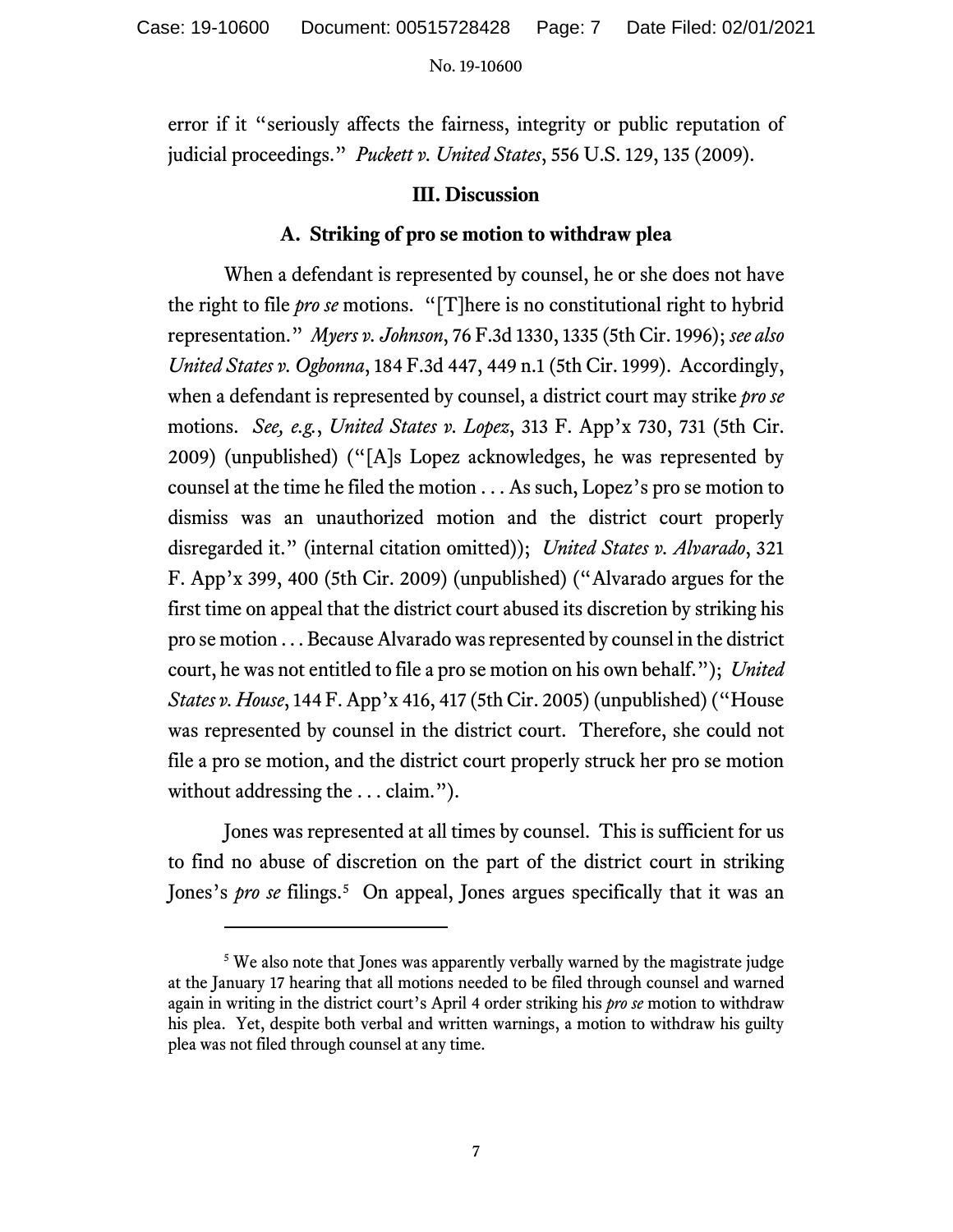error if it "seriously affects the fairness, integrity or public reputation of judicial proceedings." *Puckett v. United States*, 556 U.S. 129, 135 (2009).

## III. Discussion

### A. Striking of pro se motion to withdraw plea

When a defendant is represented by counsel, he or she does not have the right to file *pro se* motions. "[T]here is no constitutional right to hybrid representation." *Myers v. Johnson*, 76 F.3d 1330, 1335 (5th Cir. 1996); *see also United States v. Ogbonna*, 184 F.3d 447, 449 n.1 (5th Cir. 1999). Accordingly, when a defendant is represented by counsel, a district court may strike *pro se* motions. *See, e.g.*, *United States v. Lopez*, 313 F. App'x 730, 731 (5th Cir. 2009) (unpublished) ("[A]s Lopez acknowledges, he was represented by counsel at the time he filed the motion . . . As such, Lopez's pro se motion to dismiss was an unauthorized motion and the district court properly disregarded it." (internal citation omitted)); *United States v. Alvarado*, 321 F. App'x 399, 400 (5th Cir. 2009) (unpublished) ("Alvarado argues for the first time on appeal that the district court abused its discretion by striking his pro se motion . . . Because Alvarado was represented by counsel in the district court, he was not entitled to file a pro se motion on his own behalf."); *United States v. House*, 144 F. App'x 416, 417 (5th Cir. 2005) (unpublished) ("House was represented by counsel in the district court. Therefore, she could not file a pro se motion, and the district court properly struck her pro se motion without addressing the . . . claim.").

Jones was represented at all times by counsel. This is sufficient for us to find no abuse of discretion on the part of the district court in striking Jones's *pro se* filings.[5] On appeal, Jones argues specifically that it was an

[5] We also note that Jones was apparently verbally warned by the magistrate judge at the January 17 hearing that all motions needed to be filed through counsel and warned again in writing in the district court's April 4 order striking his *pro se* motion to withdraw his plea. Yet, despite both verbal and written warnings, a motion to withdraw his guilty plea was not filed through counsel at any time.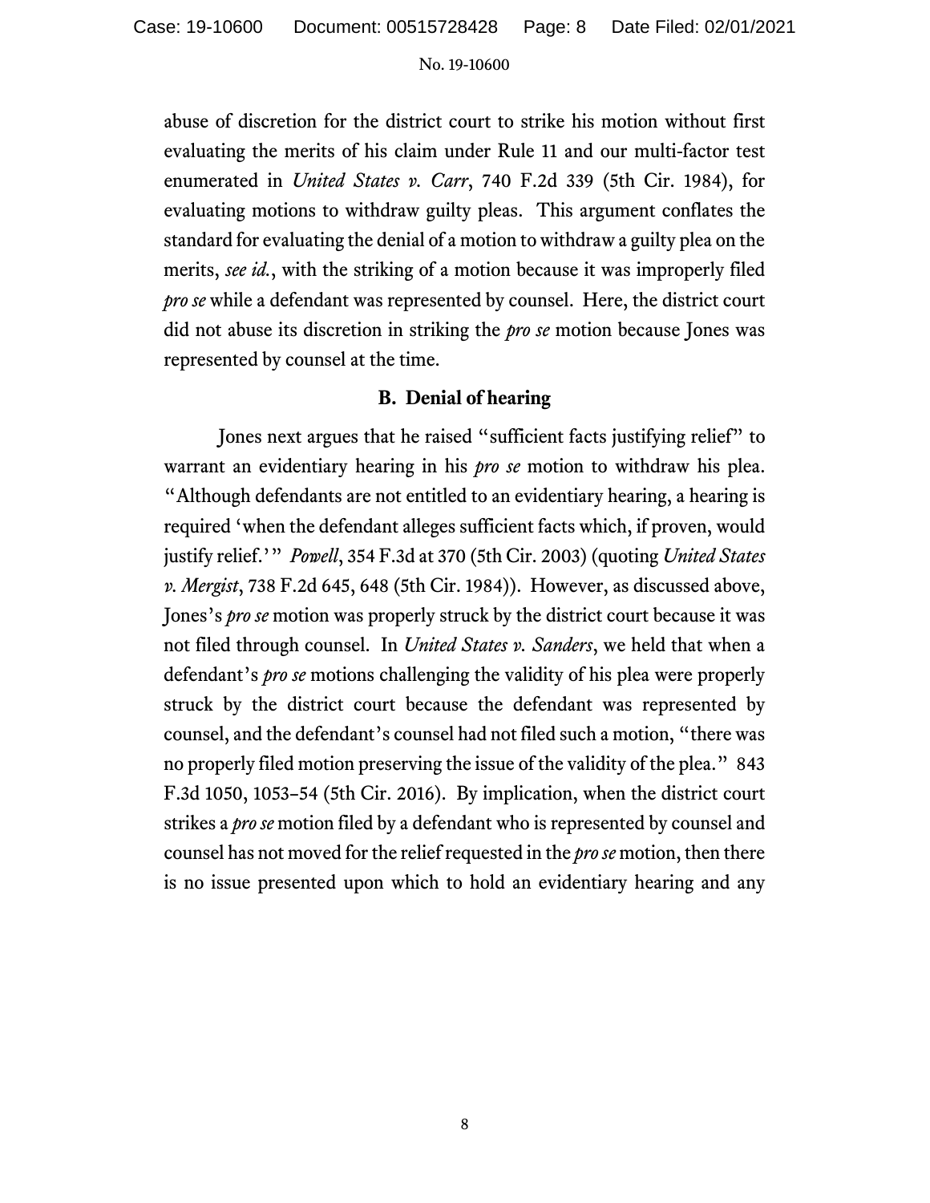abuse of discretion for the district court to strike his motion without first evaluating the merits of his claim under Rule 11 and our multi-factor test enumerated in *United States v. Carr*, 740 F.2d 339 (5th Cir. 1984), for evaluating motions to withdraw guilty pleas. This argument conflates the standard for evaluating the denial of a motion to withdraw a guilty plea on the merits, *see id.*, with the striking of a motion because it was improperly filed *pro se* while a defendant was represented by counsel. Here, the district court did not abuse its discretion in striking the *pro se* motion because Jones was represented by counsel at the time.

### B. Denial of hearing

Jones next argues that he raised "sufficient facts justifying relief" to warrant an evidentiary hearing in his *pro se* motion to withdraw his plea. "Although defendants are not entitled to an evidentiary hearing, a hearing is required 'when the defendant alleges sufficient facts which, if proven, would justify relief.'" *Powell*, 354 F.3d at 370 (5th Cir. 2003) (quoting *United States v. Mergist*, 738 F.2d 645, 648 (5th Cir. 1984)). However, as discussed above, Jones's *pro se* motion was properly struck by the district court because it was not filed through counsel. In *United States v. Sanders*, we held that when a defendant's *pro se* motions challenging the validity of his plea were properly struck by the district court because the defendant was represented by counsel, and the defendant's counsel had not filed such a motion, "there was no properly filed motion preserving the issue of the validity of the plea." 843 F.3d 1050, 1053–54 (5th Cir. 2016). By implication, when the district court strikes a *pro se* motion filed by a defendant who is represented by counsel and counsel has not moved for the relief requested in the *pro se* motion, then there is no issue presented upon which to hold an evidentiary hearing and any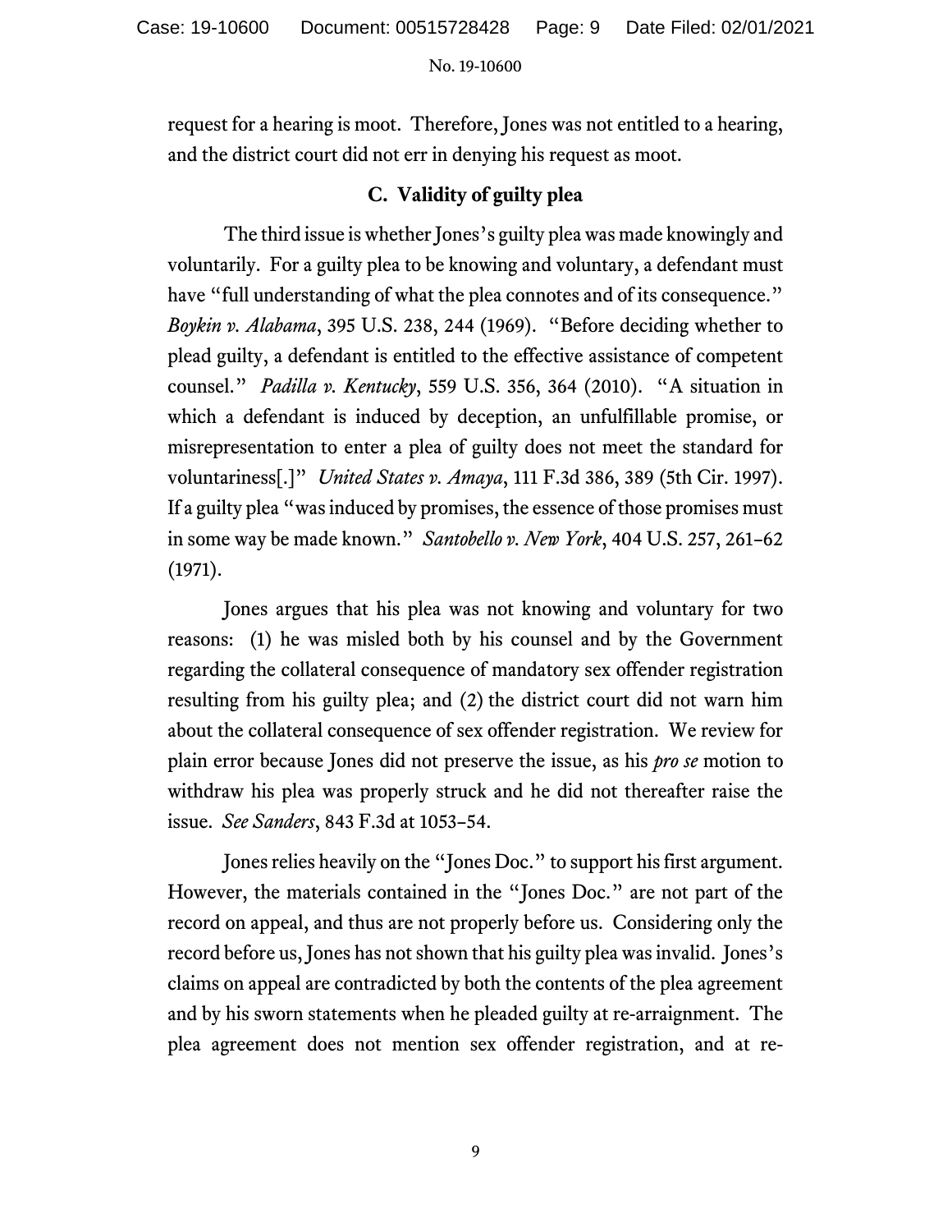request for a hearing is moot. Therefore, Jones was not entitled to a hearing, and the district court did not err in denying his request as moot.

### C. Validity of guilty plea

The third issue is whether Jones's guilty plea was made knowingly and voluntarily. For a guilty plea to be knowing and voluntary, a defendant must have "full understanding of what the plea connotes and of its consequence." *Boykin v. Alabama*, 395 U.S. 238, 244 (1969). "Before deciding whether to plead guilty, a defendant is entitled to the effective assistance of competent counsel." *Padilla v. Kentucky*, 559 U.S. 356, 364 (2010). "A situation in which a defendant is induced by deception, an unfulfillable promise, or misrepresentation to enter a plea of guilty does not meet the standard for voluntariness[.]" *United States v. Amaya*, 111 F.3d 386, 389 (5th Cir. 1997). If a guilty plea "was induced by promises, the essence of those promises must in some way be made known." *Santobello v. New York*, 404 U.S. 257, 261–62 (1971).

Jones argues that his plea was not knowing and voluntary for two reasons: (1) he was misled both by his counsel and by the Government regarding the collateral consequence of mandatory sex offender registration resulting from his guilty plea; and (2) the district court did not warn him about the collateral consequence of sex offender registration. We review for plain error because Jones did not preserve the issue, as his *pro se* motion to withdraw his plea was properly struck and he did not thereafter raise the issue. *See Sanders*, 843 F.3d at 1053–54.

Jones relies heavily on the "Jones Doc." to support his first argument. However, the materials contained in the "Jones Doc." are not part of the record on appeal, and thus are not properly before us. Considering only the record before us, Jones has not shown that his guilty plea was invalid. Jones's claims on appeal are contradicted by both the contents of the plea agreement and by his sworn statements when he pleaded guilty at re-arraignment. The plea agreement does not mention sex offender registration, and at re-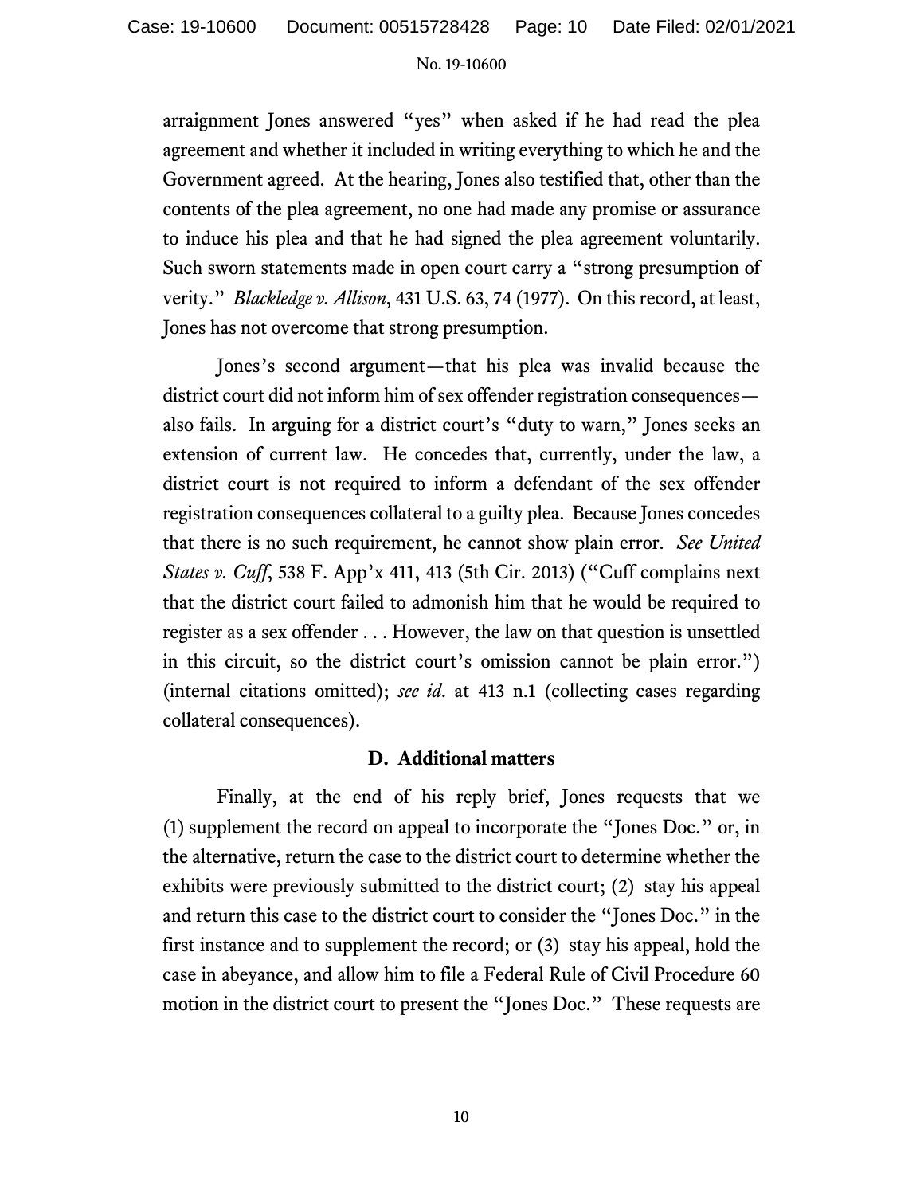arraignment Jones answered "yes" when asked if he had read the plea agreement and whether it included in writing everything to which he and the Government agreed. At the hearing, Jones also testified that, other than the contents of the plea agreement, no one had made any promise or assurance to induce his plea and that he had signed the plea agreement voluntarily. Such sworn statements made in open court carry a "strong presumption of verity." *Blackledge v. Allison*, 431 U.S. 63, 74 (1977). On this record, at least, Jones has not overcome that strong presumption.

Jones's second argument—that his plea was invalid because the district court did not inform him of sex offender registration consequences—also fails. In arguing for a district court's "duty to warn," Jones seeks an extension of current law. He concedes that, currently, under the law, a district court is not required to inform a defendant of the sex offender registration consequences collateral to a guilty plea. Because Jones concedes that there is no such requirement, he cannot show plain error. *See United States v. Cuff*, 538 F. App'x 411, 413 (5th Cir. 2013) ("Cuff complains next that the district court failed to admonish him that he would be required to register as a sex offender . . . However, the law on that question is unsettled in this circuit, so the district court's omission cannot be plain error.") (internal citations omitted); *see id.* at 413 n.1 (collecting cases regarding collateral consequences).

### D. Additional matters

Finally, at the end of his reply brief, Jones requests that we (1) supplement the record on appeal to incorporate the "Jones Doc." or, in the alternative, return the case to the district court to determine whether the exhibits were previously submitted to the district court; (2) stay his appeal and return this case to the district court to consider the "Jones Doc." in the first instance and to supplement the record; or (3) stay his appeal, hold the case in abeyance, and allow him to file a Federal Rule of Civil Procedure 60 motion in the district court to present the "Jones Doc." These requests are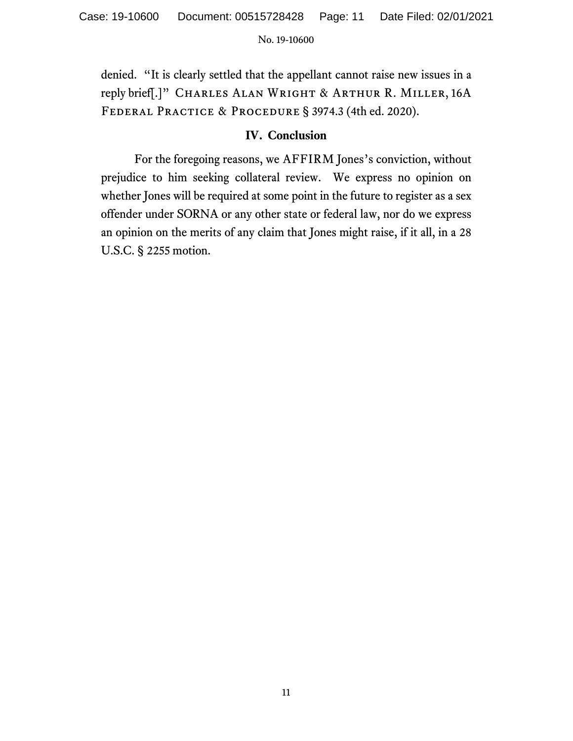denied. "It is clearly settled that the appellant cannot raise new issues in a reply brief[.]" CHARLES ALAN WRIGHT & ARTHUR R. MILLER, 16A FEDERAL PRACTICE & PROCEDURE § 3974.3 (4th ed. 2020).

## IV. Conclusion

For the foregoing reasons, we AFFIRM Jones's conviction, without prejudice to him seeking collateral review. We express no opinion on whether Jones will be required at some point in the future to register as a sex offender under SORNA or any other state or federal law, nor do we express an opinion on the merits of any claim that Jones might raise, if it all, in a 28 U.S.C. § 2255 motion.